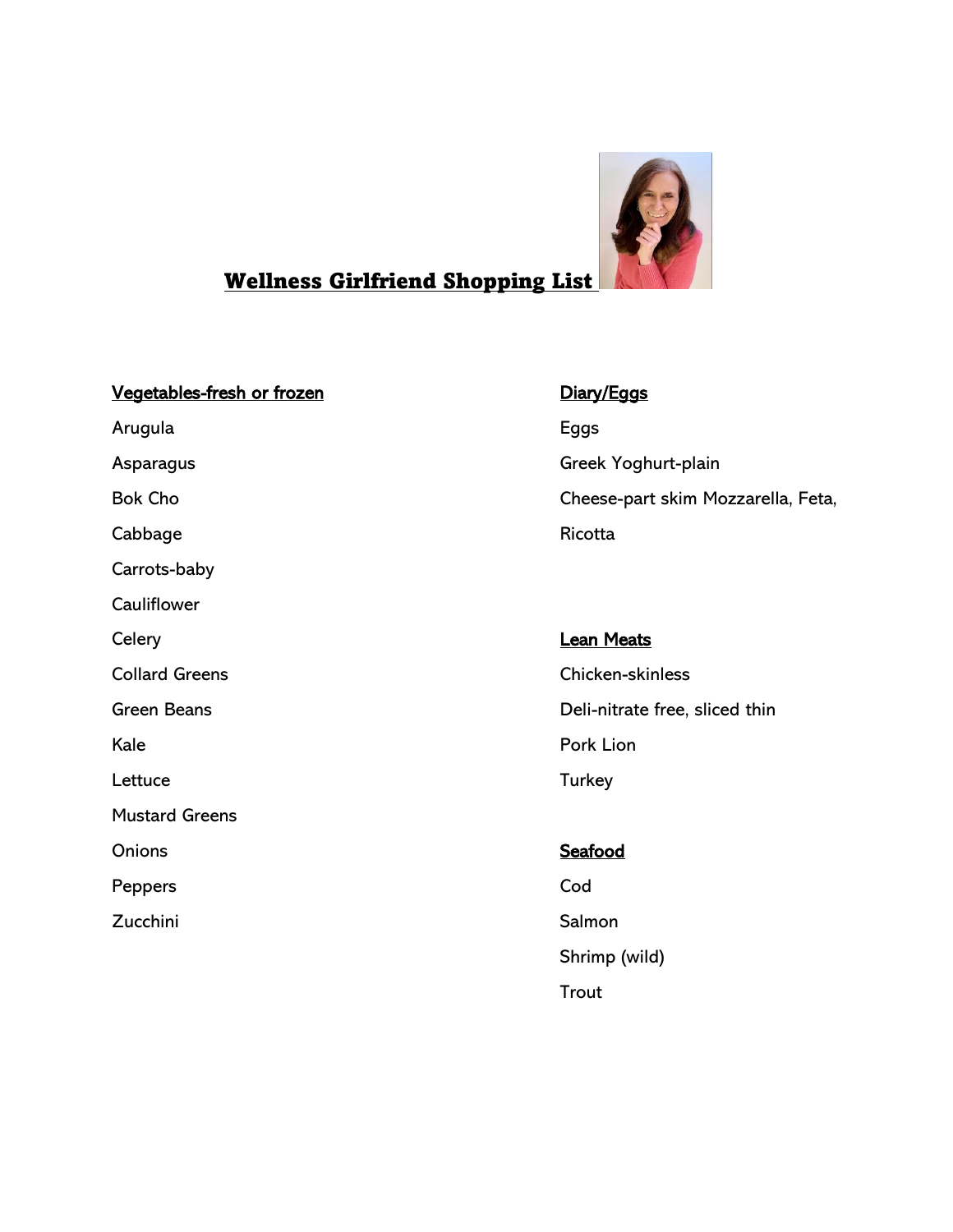# Wellness Girlfriend Shopping List

**Vegetables-fresh or frozen**

Arugula

Asparagus

Bok Cho

Cabbage

Carrots-baby

Cauliflower

Celery

Collard Greens

Green Beans

Kale

Lettuce

Mustard Greens

Onions

Peppers

Zucchini

**Diary/Eggs**

Eggs

Greek Yoghurt-plain

Cheese-part skim Mozzarella, Feta, Ricotta

**Lean Meats**

Chicken-skinless

Deli-nitrate free, sliced thin

Pork Lion

Turkey

**Seafood**

Cod

Salmon

Shrimp (wild)

Trout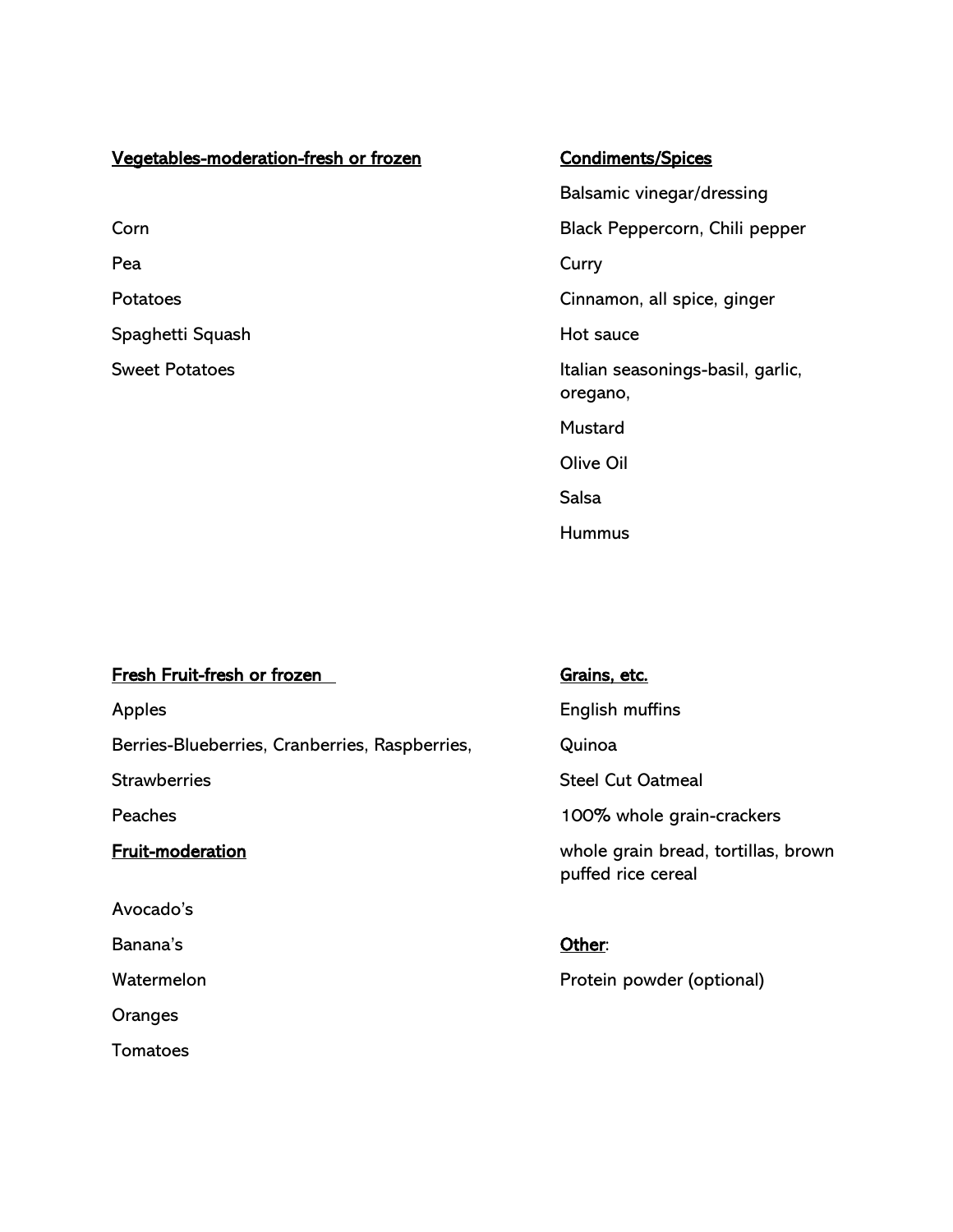**Vegetables-moderation-fresh or frozen**

Corn

Pea

Potatoes

Spaghetti Squash

Sweet Potatoes

**Condiments/Spices**

Balsamic vinegar/dressing

Black Peppercorn, Chili pepper

Curry

Cinnamon, all spice, ginger

Hot sauce

Italian seasonings-basil, garlic, oregano,

Mustard

Olive Oil

Salsa

Hummus

**Fresh Fruit-fresh or frozen**

Apples

Berries-Blueberries, Cranberries, Raspberries,

Strawberries

Peaches

**Fruit-moderation**

Avocado's

Banana's

Watermelon

Oranges

Tomatoes

**Grains, etc.**

English muffins

Quinoa

Steel Cut Oatmeal

100% whole grain-crackers

whole grain bread, tortillas, brown puffed rice cereal

**Other**:

Protein powder (optional)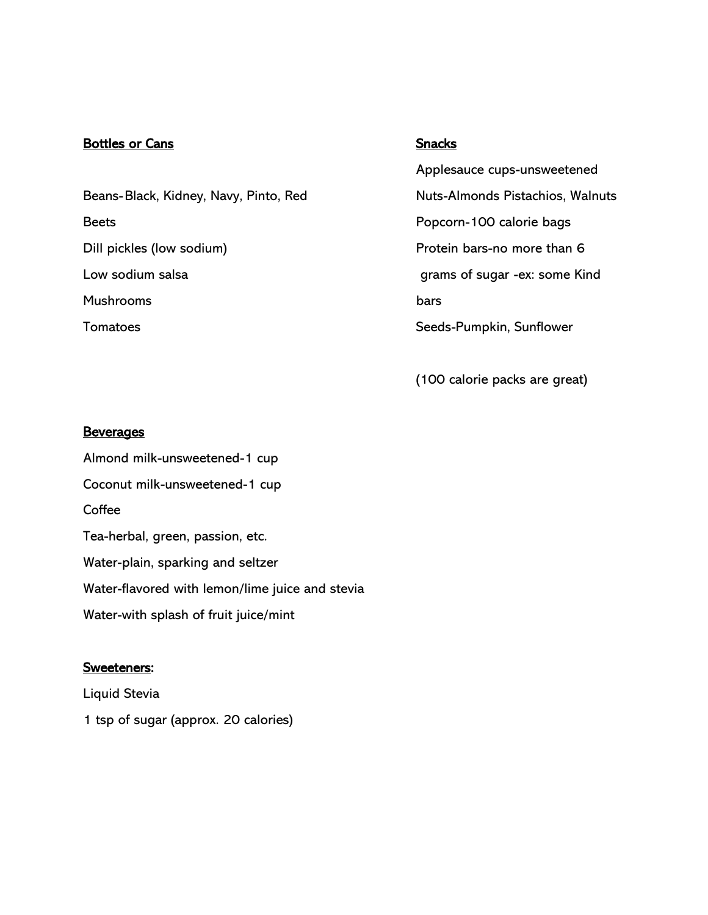**Bottles or Cans**

Beans-Black, Kidney, Navy, Pinto, Red

Beets

Dill pickles (low sodium)

Low sodium salsa

Mushrooms

Tomatoes

**Snacks**

Applesauce cups-unsweetened

Nuts-Almonds Pistachios, Walnuts

Popcorn-100 calorie bags

Protein bars-no more than 6 grams of sugar -ex: some Kind bars

Seeds-Pumpkin, Sunflower

(100 calorie packs are great)

**Beverages**

Almond milk-unsweetened-1 cup

Coconut milk-unsweetened-1 cup

Coffee

Tea-herbal, green, passion, etc.

Water-plain, sparking and seltzer

Water-flavored with lemon/lime juice and stevia

Water-with splash of fruit juice/mint

**Sweeteners:**

Liquid Stevia

1 tsp of sugar (approx. 20 calories)